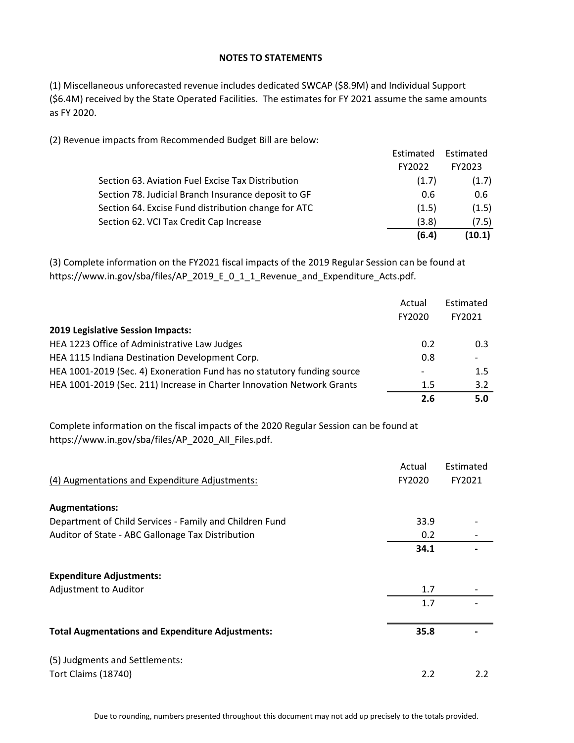## NOTES TO STATEMENTS

(1) Miscellaneous unforecasted revenue includes dedicated SWCAP ($8.9M) and Individual Support ($6.4M) received by the State Operated Facilities. The estimates for FY 2021 assume the same amounts as FY 2020.

(2) Revenue impacts from Recommended Budget Bill are below:

| | Estimated FY2022 | Estimated FY2023 |
|---|---|---|
| Section 63. Aviation Fuel Excise Tax Distribution | (1.7) | (1.7) |
| Section 78. Judicial Branch Insurance deposit to GF | 0.6 | 0.6 |
| Section 64. Excise Fund distribution change for ATC | (1.5) | (1.5) |
| Section 62. VCI Tax Credit Cap Increase | (3.8) | (7.5) |
| | **(6.4)** | **(10.1)** |

(3) Complete information on the FY2021 fiscal impacts of the 2019 Regular Session can be found at https://www.in.gov/sba/files/AP_2019_E_0_1_1_Revenue_and_Expenditure_Acts.pdf.

| | Actual FY2020 | Estimated FY2021 |
|---|---|---|
| **2019 Legislative Session Impacts:** | | |
| HEA 1223 Office of Administrative Law Judges | 0.2 | 0.3 |
| HEA 1115 Indiana Destination Development Corp. | 0.8 | - |
| HEA 1001-2019 (Sec. 4) Exoneration Fund has no statutory funding source | - | 1.5 |
| HEA 1001-2019 (Sec. 211) Increase in Charter Innovation Network Grants | 1.5 | 3.2 |
| | **2.6** | **5.0** |

Complete information on the fiscal impacts of the 2020 Regular Session can be found at https://www.in.gov/sba/files/AP_2020_All_Files.pdf.

| (4) Augmentations and Expenditure Adjustments: | Actual FY2020 | Estimated FY2021 |
|---|---|---|
| **Augmentations:** | | |
| Department of Child Services - Family and Children Fund | 33.9 | - |
| Auditor of State - ABC Gallonage Tax Distribution | 0.2 | - |
| | **34.1** | **-** |
| **Expenditure Adjustments:** | | |
| Adjustment to Auditor | 1.7 | - |
| | 1.7 | - |
| **Total Augmentations and Expenditure Adjustments:** | **35.8** | **-** |

| (5) Judgments and Settlements: | | |
|---|---|---|
| Tort Claims (18740) | 2.2 | 2.2 |

Due to rounding, numbers presented throughout this document may not add up precisely to the totals provided.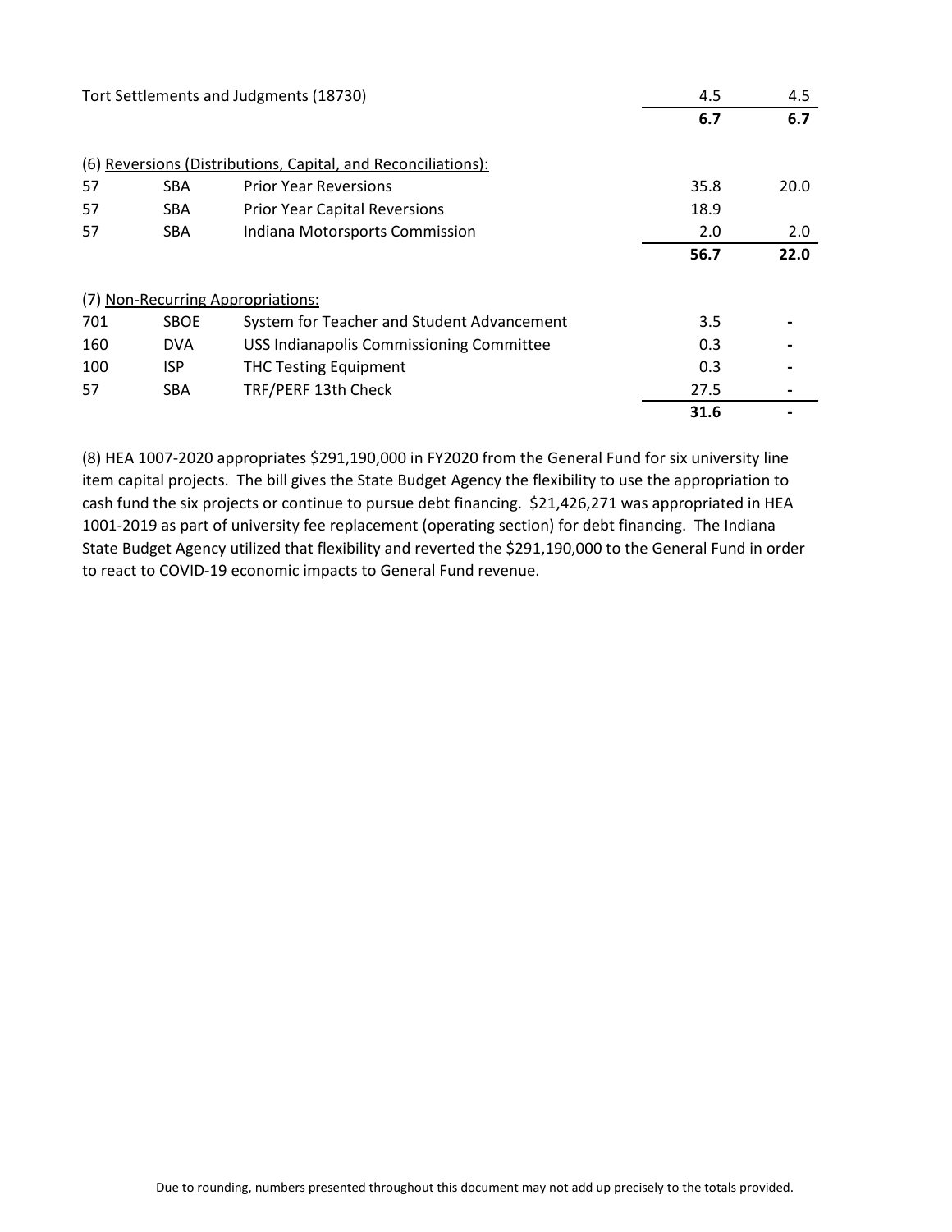| | | | | |
|---|---|---|---|---|
| Tort Settlements and Judgments (18730) | | | 4.5 | 4.5 |
| | | | **6.7** | **6.7** |

(6) Reversions (Distributions, Capital, and Reconciliations):

| | | | | |
|---|---|---|---|---|
| 57 | SBA | Prior Year Reversions | 35.8 | 20.0 |
| 57 | SBA | Prior Year Capital Reversions | 18.9 | |
| 57 | SBA | Indiana Motorsports Commission | 2.0 | 2.0 |
| | | | **56.7** | **22.0** |

(7) Non-Recurring Appropriations:

| | | | | |
|---|---|---|---|---|
| 701 | SBOE | System for Teacher and Student Advancement | 3.5 | - |
| 160 | DVA | USS Indianapolis Commissioning Committee | 0.3 | - |
| 100 | ISP | THC Testing Equipment | 0.3 | - |
| 57 | SBA | TRF/PERF 13th Check | 27.5 | - |
| | | | **31.6** | - |

(8) HEA 1007-2020 appropriates $291,190,000 in FY2020 from the General Fund for six university line item capital projects. The bill gives the State Budget Agency the flexibility to use the appropriation to cash fund the six projects or continue to pursue debt financing. $21,426,271 was appropriated in HEA 1001-2019 as part of university fee replacement (operating section) for debt financing. The Indiana State Budget Agency utilized that flexibility and reverted the $291,190,000 to the General Fund in order to react to COVID-19 economic impacts to General Fund revenue.

Due to rounding, numbers presented throughout this document may not add up precisely to the totals provided.